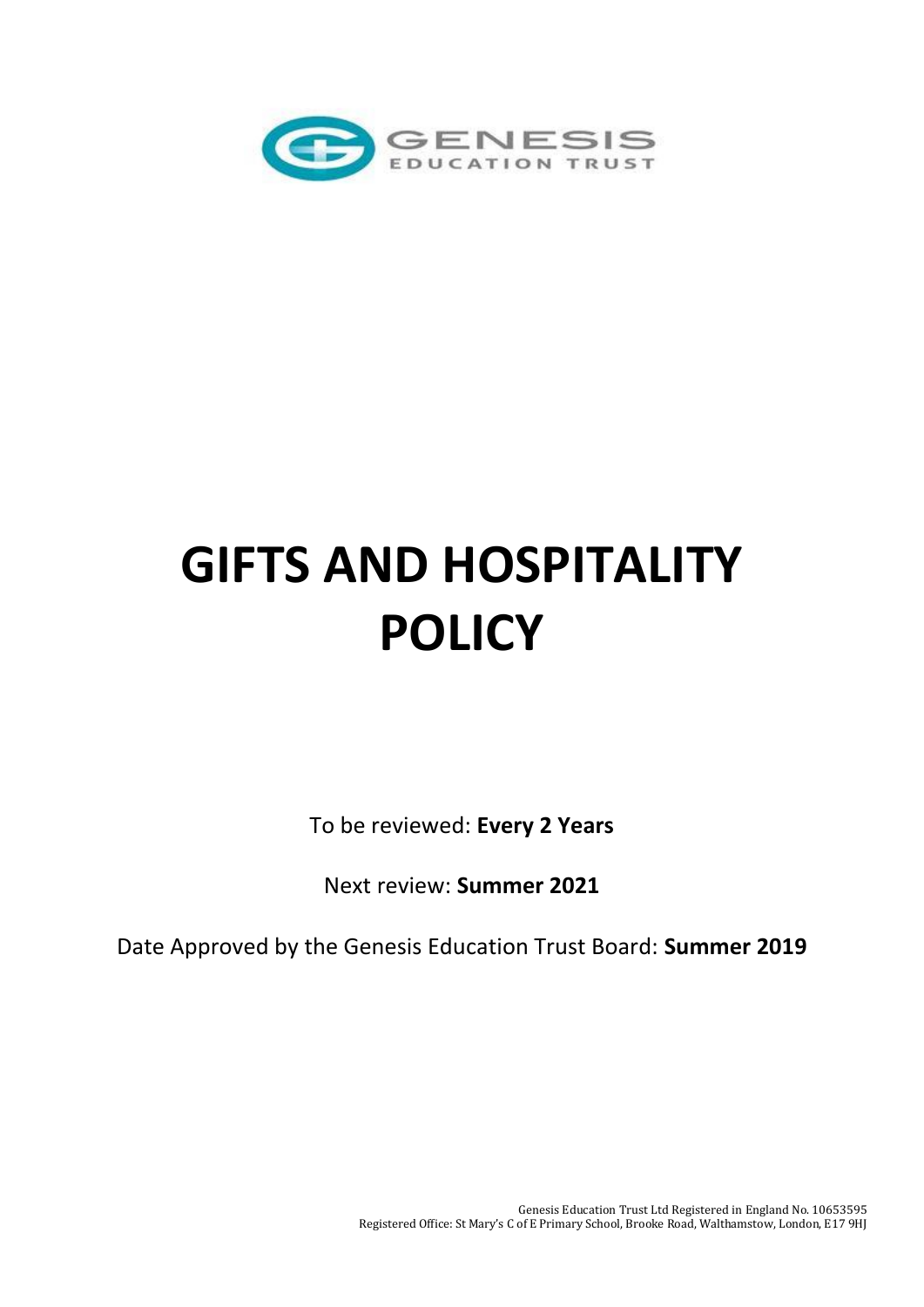GENESIS EDUCATION TRUST

# GIFTS AND HOSPITALITY POLICY

To be reviewed: **Every 2 Years**

Next review: **Summer 2021**

Date Approved by the Genesis Education Trust Board: **Summer 2019**

Genesis Education Trust Ltd Registered in England No. 10653595
Registered Office: St Mary's C of E Primary School, Brooke Road, Walthamstow, London, E17 9HJ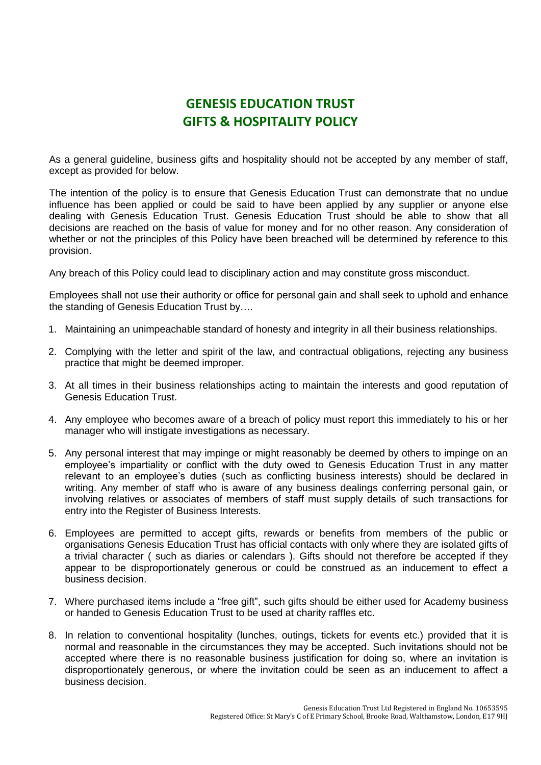# GENESIS EDUCATION TRUST
# GIFTS & HOSPITALITY POLICY

As a general guideline, business gifts and hospitality should not be accepted by any member of staff, except as provided for below.

The intention of the policy is to ensure that Genesis Education Trust can demonstrate that no undue influence has been applied or could be said to have been applied by any supplier or anyone else dealing with Genesis Education Trust. Genesis Education Trust should be able to show that all decisions are reached on the basis of value for money and for no other reason. Any consideration of whether or not the principles of this Policy have been breached will be determined by reference to this provision.

Any breach of this Policy could lead to disciplinary action and may constitute gross misconduct.

Employees shall not use their authority or office for personal gain and shall seek to uphold and enhance the standing of Genesis Education Trust by….

1. Maintaining an unimpeachable standard of honesty and integrity in all their business relationships.
2. Complying with the letter and spirit of the law, and contractual obligations, rejecting any business practice that might be deemed improper.
3. At all times in their business relationships acting to maintain the interests and good reputation of Genesis Education Trust.
4. Any employee who becomes aware of a breach of policy must report this immediately to his or her manager who will instigate investigations as necessary.
5. Any personal interest that may impinge or might reasonably be deemed by others to impinge on an employee's impartiality or conflict with the duty owed to Genesis Education Trust in any matter relevant to an employee's duties (such as conflicting business interests) should be declared in writing. Any member of staff who is aware of any business dealings conferring personal gain, or involving relatives or associates of members of staff must supply details of such transactions for entry into the Register of Business Interests.
6. Employees are permitted to accept gifts, rewards or benefits from members of the public or organisations Genesis Education Trust has official contacts with only where they are isolated gifts of a trivial character ( such as diaries or calendars ). Gifts should not therefore be accepted if they appear to be disproportionately generous or could be construed as an inducement to effect a business decision.
7. Where purchased items include a "free gift", such gifts should be either used for Academy business or handed to Genesis Education Trust to be used at charity raffles etc.
8. In relation to conventional hospitality (lunches, outings, tickets for events etc.) provided that it is normal and reasonable in the circumstances they may be accepted. Such invitations should not be accepted where there is no reasonable business justification for doing so, where an invitation is disproportionately generous, or where the invitation could be seen as an inducement to affect a business decision.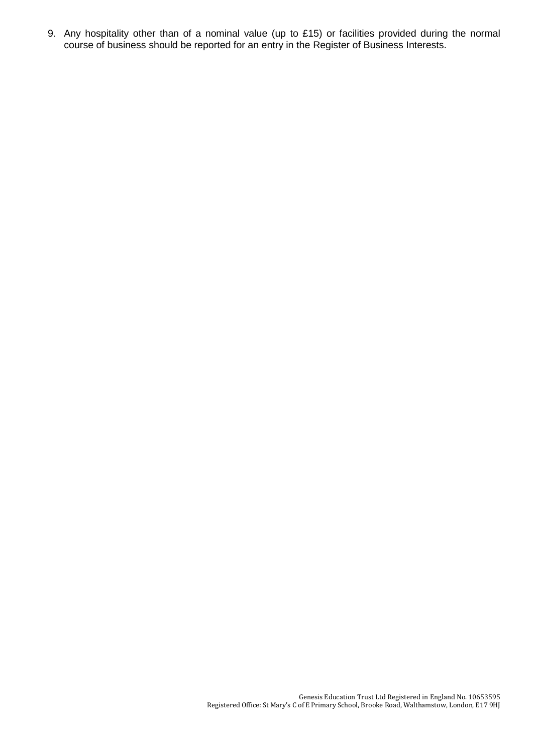9. Any hospitality other than of a nominal value (up to £15) or facilities provided during the normal course of business should be reported for an entry in the Register of Business Interests.